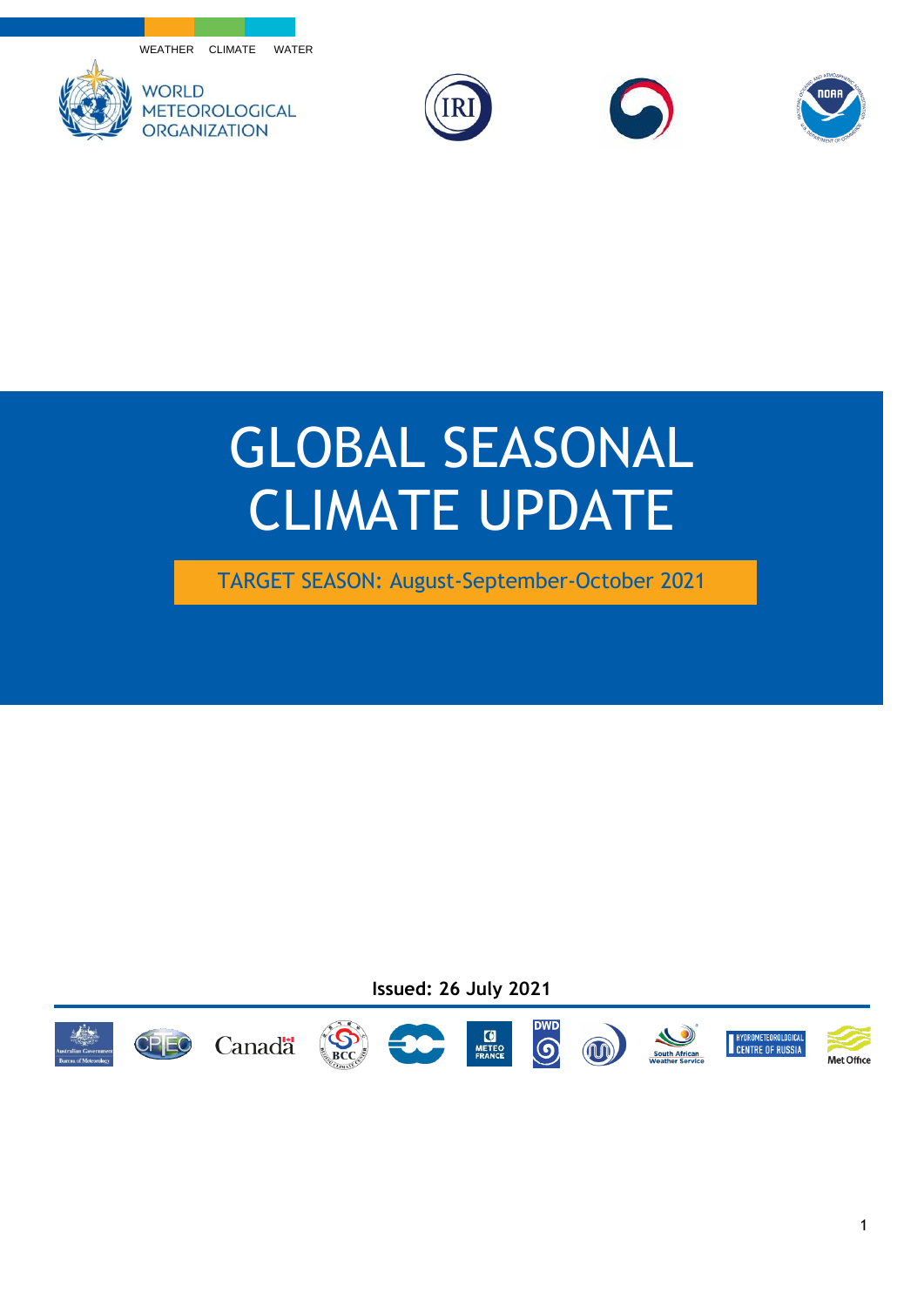WEATHER CLIMATE WATER

WORLD METEOROLOGICAL ORGANIZATION

# GLOBAL SEASONAL CLIMATE UPDATE

TARGET SEASON: August-September-October 2021

**Issued: 26 July 2021**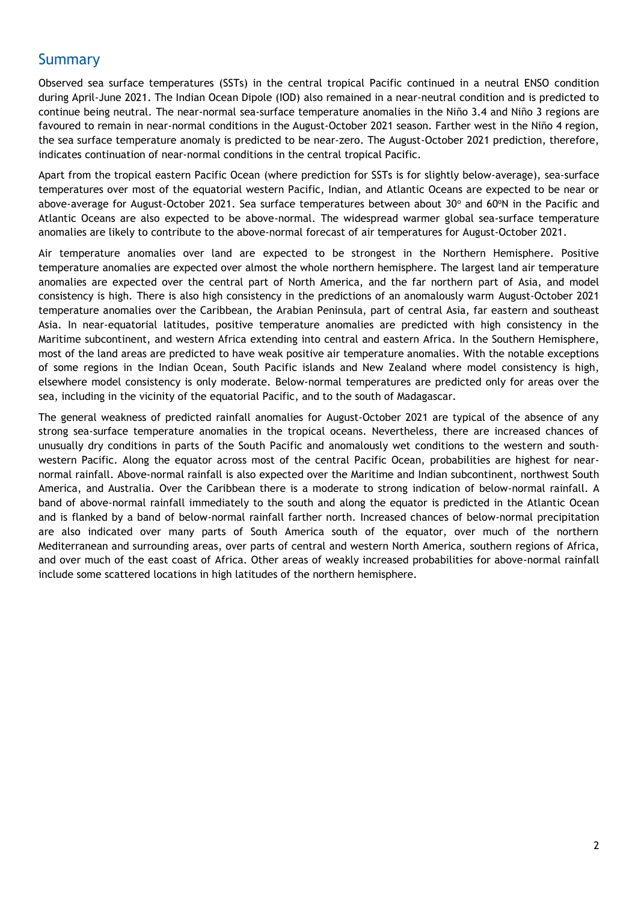## Summary

Observed sea surface temperatures (SSTs) in the central tropical Pacific continued in a neutral ENSO condition during April-June 2021. The Indian Ocean Dipole (IOD) also remained in a near-neutral condition and is predicted to continue being neutral. The near-normal sea-surface temperature anomalies in the Niño 3.4 and Niño 3 regions are favoured to remain in near-normal conditions in the August-October 2021 season. Farther west in the Niño 4 region, the sea surface temperature anomaly is predicted to be near-zero. The August-October 2021 prediction, therefore, indicates continuation of near-normal conditions in the central tropical Pacific.

Apart from the tropical eastern Pacific Ocean (where prediction for SSTs is for slightly below-average), sea-surface temperatures over most of the equatorial western Pacific, Indian, and Atlantic Oceans are expected to be near or above-average for August-October 2021. Sea surface temperatures between about 30° and 60°N in the Pacific and Atlantic Oceans are also expected to be above-normal. The widespread warmer global sea-surface temperature anomalies are likely to contribute to the above-normal forecast of air temperatures for August-October 2021.

Air temperature anomalies over land are expected to be strongest in the Northern Hemisphere. Positive temperature anomalies are expected over almost the whole northern hemisphere. The largest land air temperature anomalies are expected over the central part of North America, and the far northern part of Asia, and model consistency is high. There is also high consistency in the predictions of an anomalously warm August-October 2021 temperature anomalies over the Caribbean, the Arabian Peninsula, part of central Asia, far eastern and southeast Asia. In near-equatorial latitudes, positive temperature anomalies are predicted with high consistency in the Maritime subcontinent, and western Africa extending into central and eastern Africa. In the Southern Hemisphere, most of the land areas are predicted to have weak positive air temperature anomalies. With the notable exceptions of some regions in the Indian Ocean, South Pacific islands and New Zealand where model consistency is high, elsewhere model consistency is only moderate. Below-normal temperatures are predicted only for areas over the sea, including in the vicinity of the equatorial Pacific, and to the south of Madagascar.

The general weakness of predicted rainfall anomalies for August-October 2021 are typical of the absence of any strong sea-surface temperature anomalies in the tropical oceans. Nevertheless, there are increased chances of unusually dry conditions in parts of the South Pacific and anomalously wet conditions to the western and south-western Pacific. Along the equator across most of the central Pacific Ocean, probabilities are highest for near-normal rainfall. Above-normal rainfall is also expected over the Maritime and Indian subcontinent, northwest South America, and Australia. Over the Caribbean there is a moderate to strong indication of below-normal rainfall. A band of above-normal rainfall immediately to the south and along the equator is predicted in the Atlantic Ocean and is flanked by a band of below-normal rainfall farther north. Increased chances of below-normal precipitation are also indicated over many parts of South America south of the equator, over much of the northern Mediterranean and surrounding areas, over parts of central and western North America, southern regions of Africa, and over much of the east coast of Africa. Other areas of weakly increased probabilities for above-normal rainfall include some scattered locations in high latitudes of the northern hemisphere.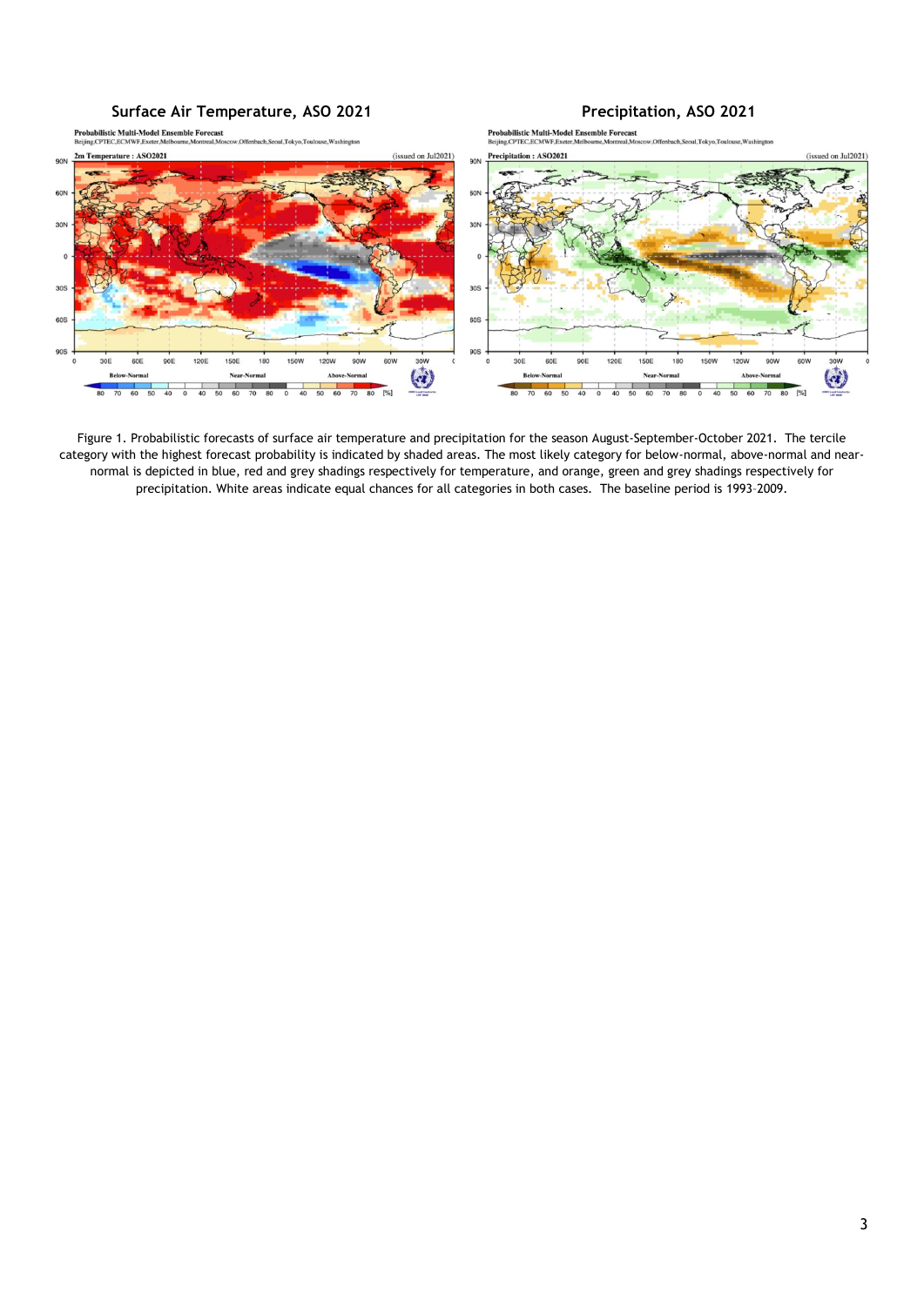**Surface Air Temperature, ASO 2021**

**Precipitation, ASO 2021**

Figure 1. Probabilistic forecasts of surface air temperature and precipitation for the season August-September-October 2021. The tercile category with the highest forecast probability is indicated by shaded areas. The most likely category for below-normal, above-normal and near-normal is depicted in blue, red and grey shadings respectively for temperature, and orange, green and grey shadings respectively for precipitation. White areas indicate equal chances for all categories in both cases. The baseline period is 1993–2009.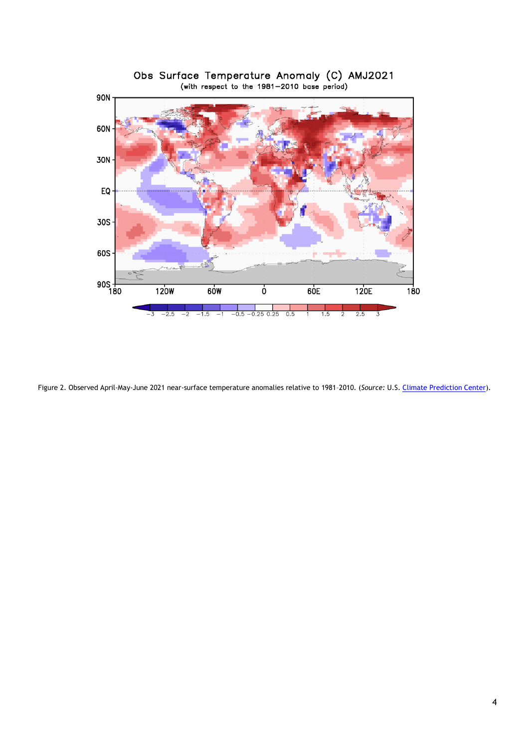Figure 2. Observed April-May-June 2021 near-surface temperature anomalies relative to 1981–2010. (*Source:* U.S. [Climate Prediction Center](https://www.cpc.ncep.noaa.gov/)).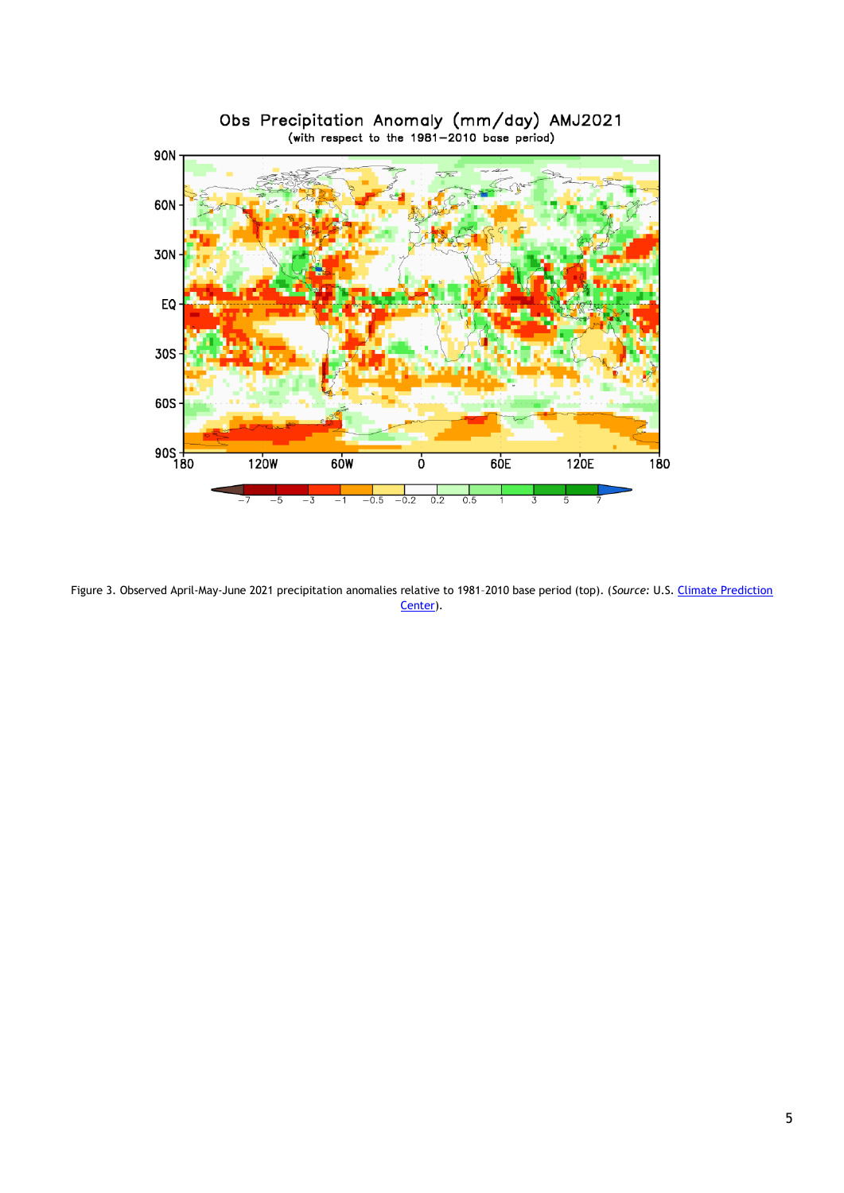Obs Precipitation Anomaly (mm/day) AMJ2021
(with respect to the 1981–2010 base period)

90N
60N
30N
EQ
30S
60S
90S
180
120W
60W
0
60E
120E
180

−7 −5 −3 −1 −0.5 −0.2 0.2 0.5 1 3 5 7

Figure 3. Observed April-May-June 2021 precipitation anomalies relative to 1981–2010 base period (top). (*Source:* U.S. [Climate Prediction Center](Climate Prediction Center)).